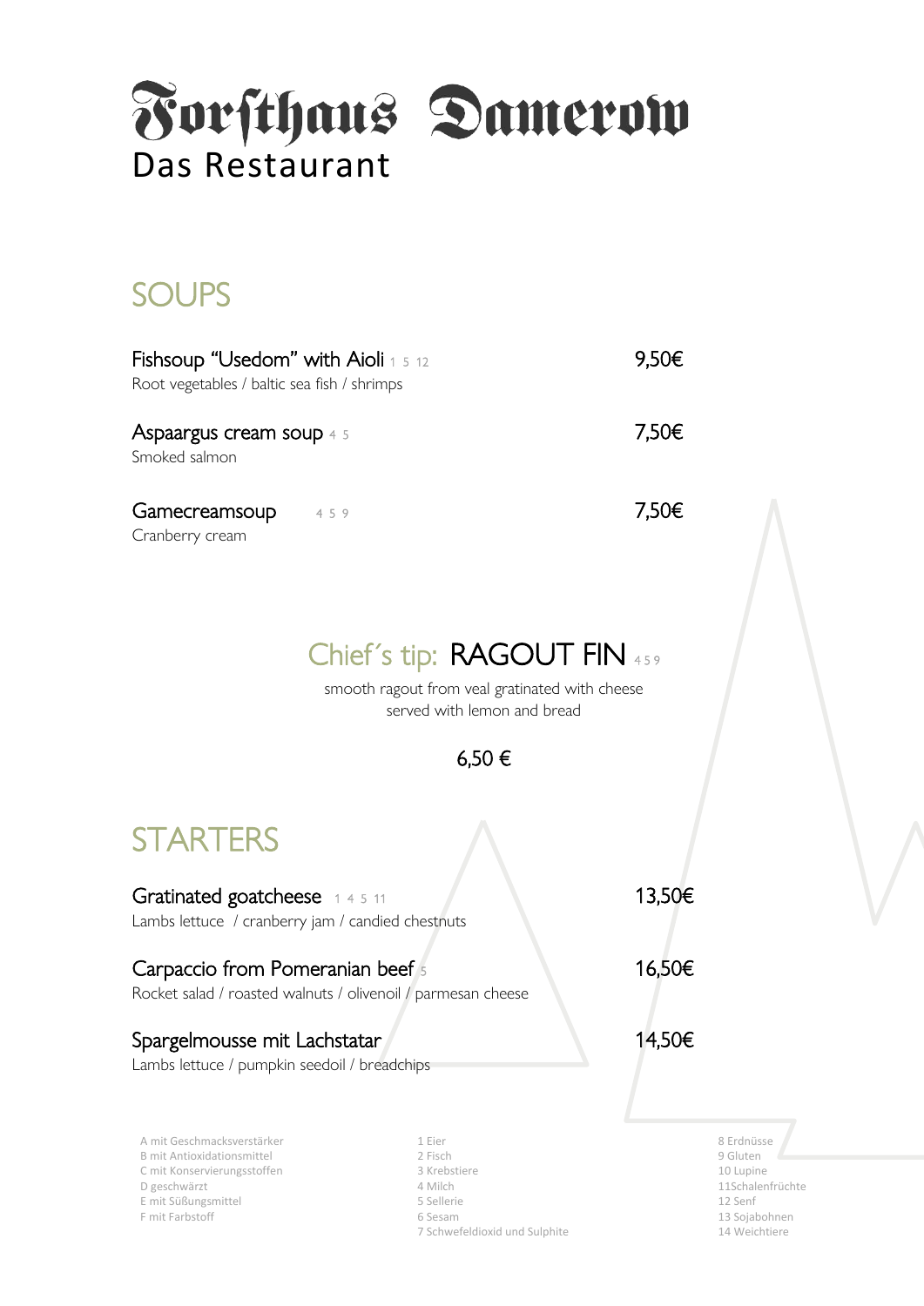# Forsthaus Damerow

Das Restaurant

## SOUPS

Fishsoup "Usedom" with Aioli 1 5 12 — 9,50€
Root vegetables / baltic sea fish / shrimps

Aspaargus cream soup 4 5 — 7,50€
Smoked salmon

Gamecreamsoup 4 5 9 — 7,50€
Cranberry cream

## Chief´s tip: RAGOUT FIN 4 5 9

smooth ragout from veal gratinated with cheese
served with lemon and bread

6,50 €

## STARTERS

Gratinated goatcheese 1 4 5 11 — 13,50€
Lambs lettuce / cranberry jam / candied chestnuts

Carpaccio from Pomeranian beef 5 — 16,50€
Rocket salad / roasted walnuts / olivenoil / parmesan cheese

Spargelmousse mit Lachstatar — 14,50€
Lambs lettuce / pumpkin seedoil / breadchips

A mit Geschmacksverstärker
B mit Antioxidationsmittel
C mit Konservierungsstoffen
D geschwärzt
E mit Süßungsmittel
F mit Farbstoff

1 Eier
2 Fisch
3 Krebstiere
4 Milch
5 Sellerie
6 Sesam
7 Schwefeldioxid und Sulphite

8 Erdnüsse
9 Gluten
10 Lupine
11Schalenfrüchte
12 Senf
13 Sojabohnen
14 Weichtiere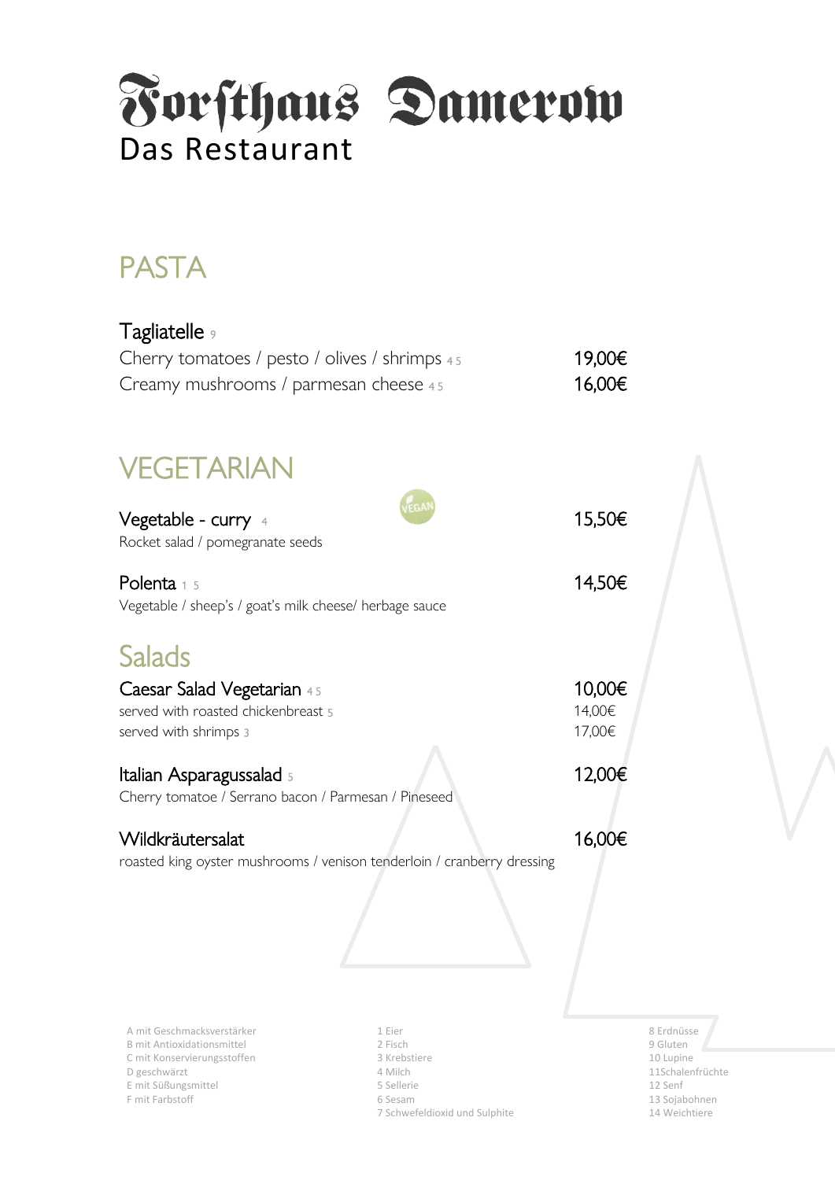# Forsthaus Damerow

Das Restaurant

## PASTA

**Tagliatelle** 9

Cherry tomatoes / pesto / olives / shrimps 4 5 — 19,00€

Creamy mushrooms / parmesan cheese 4 5 — 16,00€

## VEGETARIAN

**Vegetable - curry** 4 — VEGAN — 15,50€

Rocket salad / pomegranate seeds

**Polenta** 1 5 — 14,50€

Vegetable / sheep's / goat's milk cheese/ herbage sauce

## Salads

**Caesar Salad Vegetarian** 4 5 — 10,00€

served with roasted chickenbreast 5 — 14,00€

served with shrimps 3 — 17,00€

**Italian Asparagussalad** 5 — 12,00€

Cherry tomatoe / Serrano bacon / Parmesan / Pineseed

**Wildkräutersalat** — 16,00€

roasted king oyster mushrooms / venison tenderloin / cranberry dressing

A mit Geschmacksverstärker
B mit Antioxidationsmittel
C mit Konservierungsstoffen
D geschwärzt
E mit Süßungsmittel
F mit Farbstoff

1 Eier
2 Fisch
3 Krebstiere
4 Milch
5 Sellerie
6 Sesam
7 Schwefeldioxid und Sulphite

8 Erdnüsse
9 Gluten
10 Lupine
11Schalenfrüchte
12 Senf
13 Sojabohnen
14 Weichtiere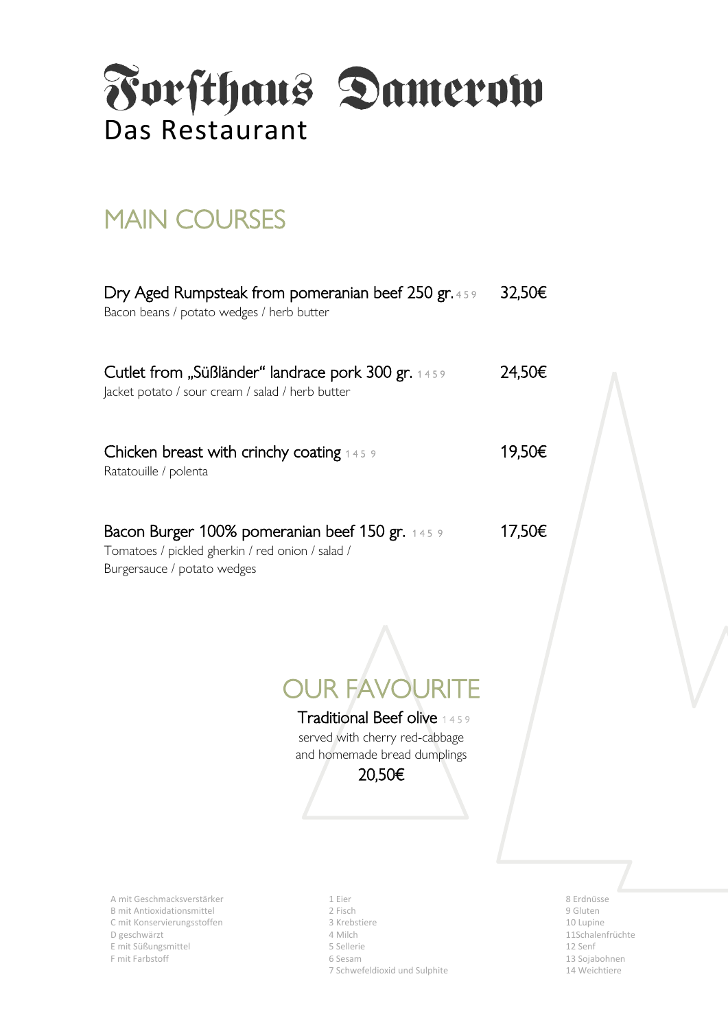# Forsthaus Damerow

Das Restaurant

## MAIN COURSES

**Dry Aged Rumpsteak from pomeranian beef 250 gr.** 4 5 9 — 32,50€
Bacon beans / potato wedges / herb butter

**Cutlet from „Süßländer" landrace pork 300 gr.** 1 4 5 9 — 24,50€
Jacket potato / sour cream / salad / herb butter

**Chicken breast with crinchy coating** 1 4 5 9 — 19,50€
Ratatouille / polenta

**Bacon Burger 100% pomeranian beef 150 gr.** 1 4 5 9 — 17,50€
Tomatoes / pickled gherkin / red onion / salad /
Burgersauce / potato wedges

## OUR FAVOURITE

**Traditional Beef olive** 1 4 5 9
served with cherry red-cabbage
and homemade bread dumplings
20,50€

A mit Geschmacksverstärker
B mit Antioxidationsmittel
C mit Konservierungsstoffen
D geschwärzt
E mit Süßungsmittel
F mit Farbstoff

1 Eier
2 Fisch
3 Krebstiere
4 Milch
5 Sellerie
6 Sesam
7 Schwefeldioxid und Sulphite

8 Erdnüsse
9 Gluten
10 Lupine
11Schalenfrüchte
12 Senf
13 Sojabohnen
14 Weichtiere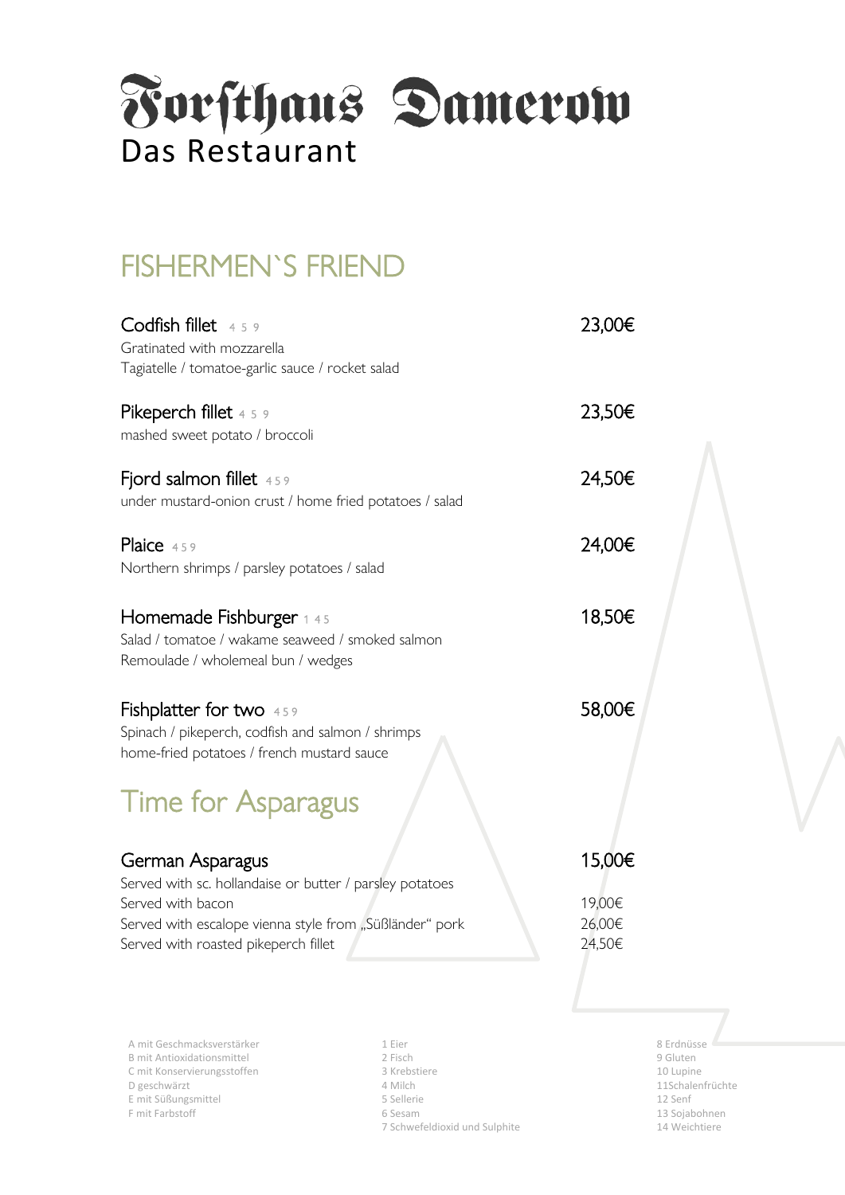# Forsthaus Damerow

Das Restaurant

## FISHERMEN`S FRIEND

**Codfish fillet** 4 5 9 — 23,00€
Gratinated with mozzarella
Tagiatelle / tomatoe-garlic sauce / rocket salad

**Pikeperch fillet** 4 5 9 — 23,50€
mashed sweet potato / broccoli

**Fjord salmon fillet** 4 5 9 — 24,50€
under mustard-onion crust / home fried potatoes / salad

**Plaice** 4 5 9 — 24,00€
Northern shrimps / parsley potatoes / salad

**Homemade Fishburger** 1 4 5 — 18,50€
Salad / tomatoe / wakame seaweed / smoked salmon
Remoulade / wholemeal bun / wedges

**Fishplatter for two** 4 5 9 — 58,00€
Spinach / pikeperch, codfish and salmon / shrimps
home-fried potatoes / french mustard sauce

## Time for Asparagus

**German Asparagus** — 15,00€
Served with sc. hollandaise or butter / parsley potatoes
Served with bacon — 19,00€
Served with escalope vienna style from „Süßländer" pork — 26,00€
Served with roasted pikeperch fillet — 24,50€

A mit Geschmacksverstärker
B mit Antioxidationsmittel
C mit Konservierungsstoffen
D geschwärzt
E mit Süßungsmittel
F mit Farbstoff

1 Eier
2 Fisch
3 Krebstiere
4 Milch
5 Sellerie
6 Sesam
7 Schwefeldioxid und Sulphite

8 Erdnüsse
9 Gluten
10 Lupine
11Schalenfrüchte
12 Senf
13 Sojabohnen
14 Weichtiere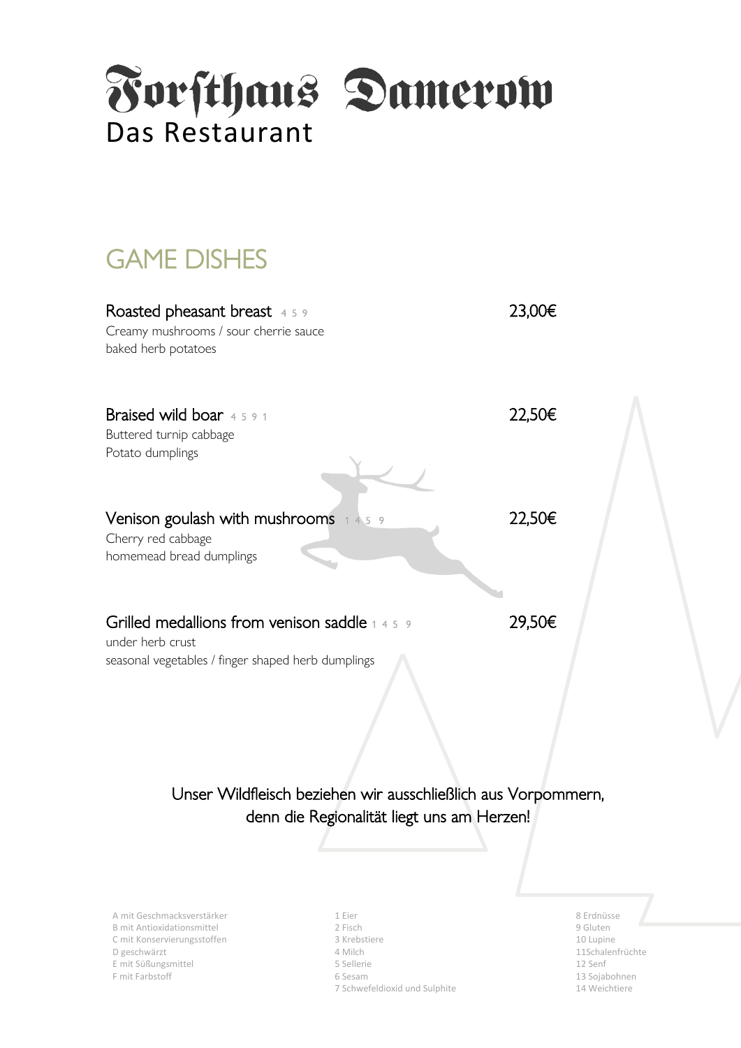# Forsthaus Damerow

## Das Restaurant

## GAME DISHES

**Roasted pheasant breast** 4 5 9 — 23,00€
Creamy mushrooms / sour cherrie sauce
baked herb potatoes

**Braised wild boar** 4 5 9 1 — 22,50€
Buttered turnip cabbage
Potato dumplings

**Venison goulash with mushrooms** 1 4 5 9 — 22,50€
Cherry red cabbage
homemead bread dumplings

**Grilled medallions from venison saddle** 1 4 5 9 — 29,50€
under herb crust
seasonal vegetables / finger shaped herb dumplings

Unser Wildfleisch beziehen wir ausschließlich aus Vorpommern,
denn die Regionalität liegt uns am Herzen!

A mit Geschmacksverstärker
B mit Antioxidationsmittel
C mit Konservierungsstoffen
D geschwärzt
E mit Süßungsmittel
F mit Farbstoff

1 Eier
2 Fisch
3 Krebstiere
4 Milch
5 Sellerie
6 Sesam
7 Schwefeldioxid und Sulphite

8 Erdnüsse
9 Gluten
10 Lupine
11Schalenfrüchte
12 Senf
13 Sojabohnen
14 Weichtiere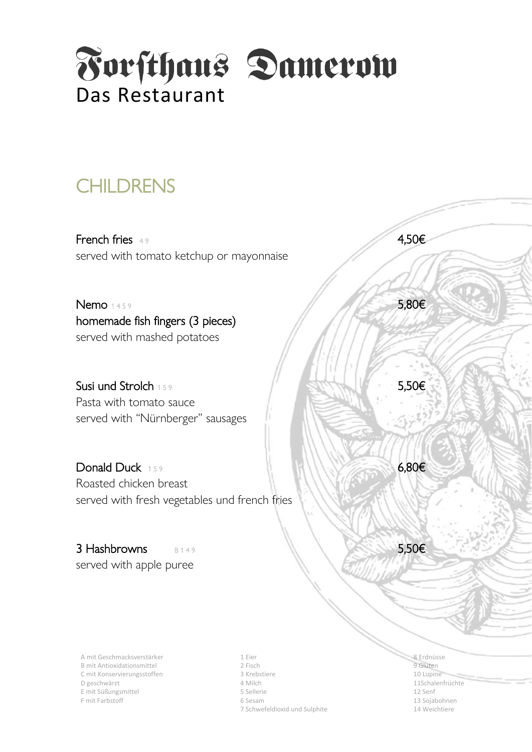# Forsthaus Damerow
Das Restaurant

## CHILDRENS

**French fries** 4 9 — 4,50€
served with tomato ketchup or mayonnaise

**Nemo** 1 4 5 9 — 5,80€
**homemade fish fingers (3 pieces)**
served with mashed potatoes

**Susi und Strolch** 1 5 9 — 5,50€
Pasta with tomato sauce
served with "Nürnberger" sausages

**Donald Duck** 1 5 9 — 6,80€
Roasted chicken breast
served with fresh vegetables und french fries

**3 Hashbrowns** B 1 4 9 — 5,50€
served with apple puree

A mit Geschmacksverstärker
B mit Antioxidationsmittel
C mit Konservierungsstoffen
D geschwärzt
E mit Süßungsmittel
F mit Farbstoff

1 Eier
2 Fisch
3 Krebstiere
4 Milch
5 Sellerie
6 Sesam
7 Schwefeldioxid und Sulphite

8 Erdnüsse
9 Gluten
10 Lupine
11Schalenfrüchte
12 Senf
13 Sojabohnen
14 Weichtiere